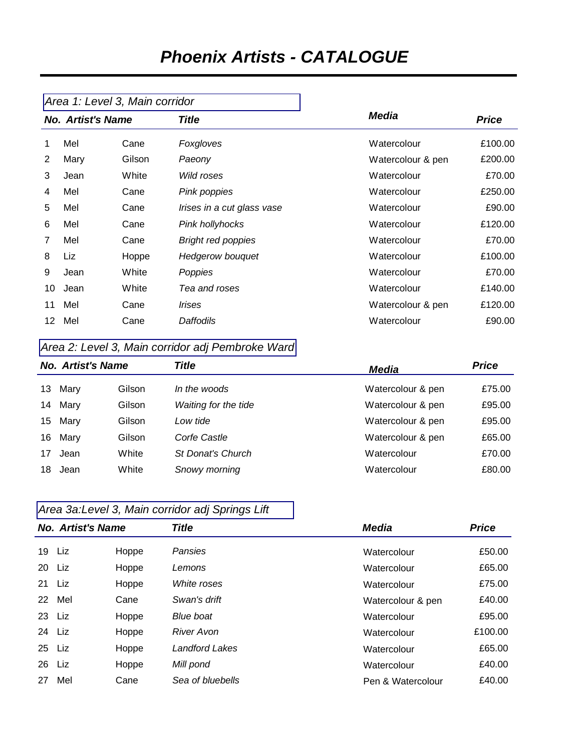# *Phoenix Artists - CATALOGUE*

*Area 1: Level 3, Main corridor*

| No. | Artist's Name | | Title | Media | Price |
|---|---|---|---|---|---|
| 1 | Mel | Cane | *Foxgloves* | Watercolour | £100.00 |
| 2 | Mary | Gilson | *Paeony* | Watercolour & pen | £200.00 |
| 3 | Jean | White | *Wild roses* | Watercolour | £70.00 |
| 4 | Mel | Cane | *Pink poppies* | Watercolour | £250.00 |
| 5 | Mel | Cane | *Irises in a cut glass vase* | Watercolour | £90.00 |
| 6 | Mel | Cane | *Pink hollyhocks* | Watercolour | £120.00 |
| 7 | Mel | Cane | *Bright red poppies* | Watercolour | £70.00 |
| 8 | Liz | Hoppe | *Hedgerow bouquet* | Watercolour | £100.00 |
| 9 | Jean | White | *Poppies* | Watercolour | £70.00 |
| 10 | Jean | White | *Tea and roses* | Watercolour | £140.00 |
| 11 | Mel | Cane | *Irises* | Watercolour & pen | £120.00 |
| 12 | Mel | Cane | *Daffodils* | Watercolour | £90.00 |

*Area 2: Level 3, Main corridor adj Pembroke Ward*

| No. | Artist's Name | | Title | Media | Price |
|---|---|---|---|---|---|
| 13 | Mary | Gilson | *In the woods* | Watercolour & pen | £75.00 |
| 14 | Mary | Gilson | *Waiting for the tide* | Watercolour & pen | £95.00 |
| 15 | Mary | Gilson | *Low tide* | Watercolour & pen | £95.00 |
| 16 | Mary | Gilson | *Corfe Castle* | Watercolour & pen | £65.00 |
| 17 | Jean | White | *St Donat's Church* | Watercolour | £70.00 |
| 18 | Jean | White | *Snowy morning* | Watercolour | £80.00 |

*Area 3a:Level 3, Main corridor adj Springs Lift*

| No. | Artist's Name | | Title | Media | Price |
|---|---|---|---|---|---|
| 19 | Liz | Hoppe | *Pansies* | Watercolour | £50.00 |
| 20 | Liz | Hoppe | *Lemons* | Watercolour | £65.00 |
| 21 | Liz | Hoppe | *White roses* | Watercolour | £75.00 |
| 22 | Mel | Cane | *Swan's drift* | Watercolour & pen | £40.00 |
| 23 | Liz | Hoppe | *Blue boat* | Watercolour | £95.00 |
| 24 | Liz | Hoppe | *River Avon* | Watercolour | £100.00 |
| 25 | Liz | Hoppe | *Landford Lakes* | Watercolour | £65.00 |
| 26 | Liz | Hoppe | *Mill pond* | Watercolour | £40.00 |
| 27 | Mel | Cane | *Sea of bluebells* | Pen & Watercolour | £40.00 |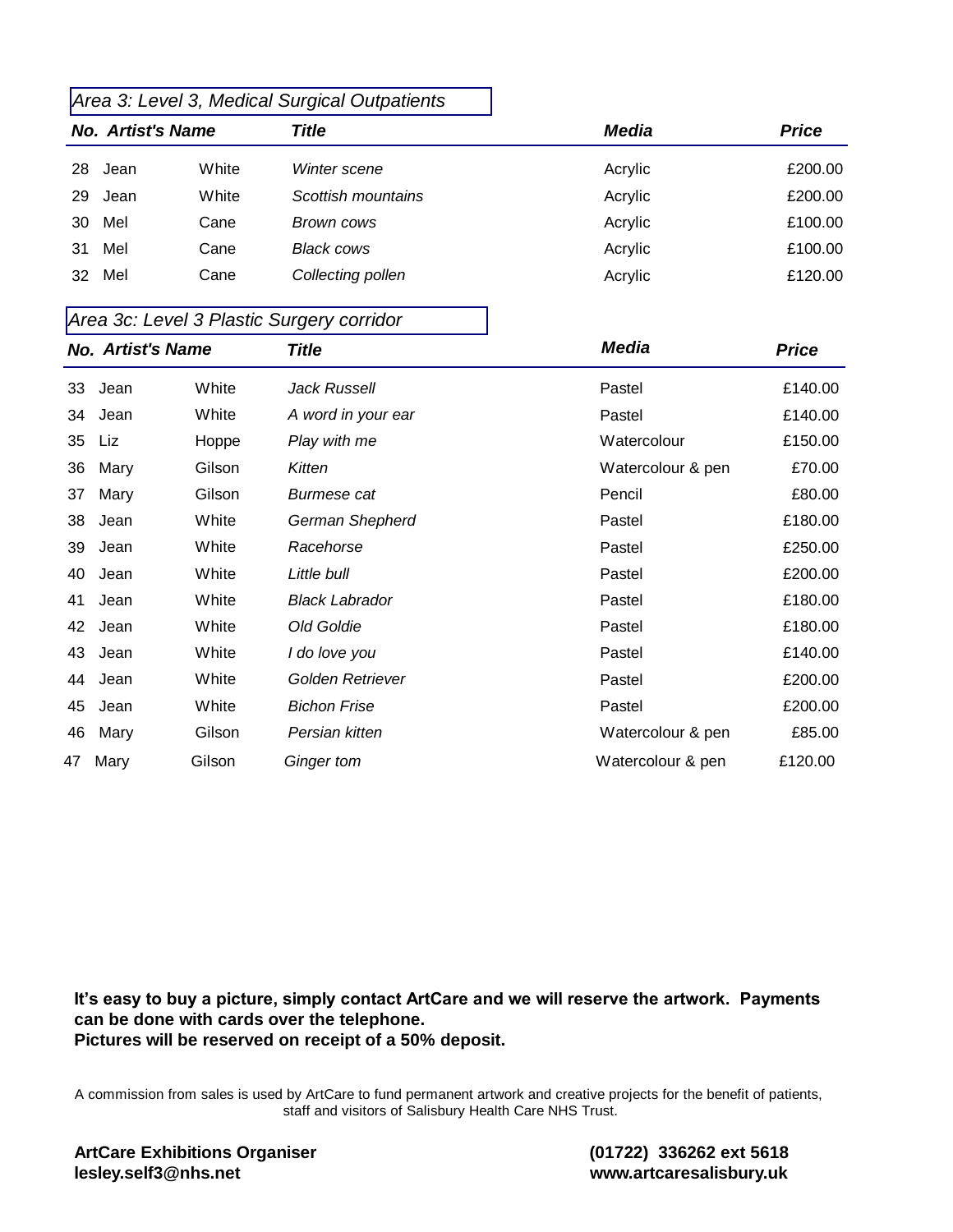*Area 3: Level 3, Medical Surgical Outpatients*

| ***No.*** | ***Artist's Name*** | | ***Title*** | ***Media*** | ***Price*** |
|---|---|---|---|---|---|
| 28 | Jean | White | *Winter scene* | Acrylic | £200.00 |
| 29 | Jean | White | *Scottish mountains* | Acrylic | £200.00 |
| 30 | Mel | Cane | *Brown cows* | Acrylic | £100.00 |
| 31 | Mel | Cane | *Black cows* | Acrylic | £100.00 |
| 32 | Mel | Cane | *Collecting pollen* | Acrylic | £120.00 |

*Area 3c: Level 3 Plastic Surgery corridor*

| ***No.*** | ***Artist's Name*** | | ***Title*** | ***Media*** | ***Price*** |
|---|---|---|---|---|---|
| 33 | Jean | White | *Jack Russell* | Pastel | £140.00 |
| 34 | Jean | White | *A word in your ear* | Pastel | £140.00 |
| 35 | Liz | Hoppe | *Play with me* | Watercolour | £150.00 |
| 36 | Mary | Gilson | *Kitten* | Watercolour & pen | £70.00 |
| 37 | Mary | Gilson | *Burmese cat* | Pencil | £80.00 |
| 38 | Jean | White | *German Shepherd* | Pastel | £180.00 |
| 39 | Jean | White | *Racehorse* | Pastel | £250.00 |
| 40 | Jean | White | *Little bull* | Pastel | £200.00 |
| 41 | Jean | White | *Black Labrador* | Pastel | £180.00 |
| 42 | Jean | White | *Old Goldie* | Pastel | £180.00 |
| 43 | Jean | White | *I do love you* | Pastel | £140.00 |
| 44 | Jean | White | *Golden Retriever* | Pastel | £200.00 |
| 45 | Jean | White | *Bichon Frise* | Pastel | £200.00 |
| 46 | Mary | Gilson | *Persian kitten* | Watercolour & pen | £85.00 |
| 47 | Mary | Gilson | *Ginger tom* | Watercolour & pen | £120.00 |

**It's easy to buy a picture, simply contact ArtCare and we will reserve the artwork. Payments can be done with cards over the telephone.**
**Pictures will be reserved on receipt of a 50% deposit.**

A commission from sales is used by ArtCare to fund permanent artwork and creative projects for the benefit of patients, staff and visitors of Salisbury Health Care NHS Trust.

**ArtCare Exhibitions Organiser**
**lesley.self3@nhs.net**

**(01722) 336262 ext 5618**
**www.artcaresalisbury.uk**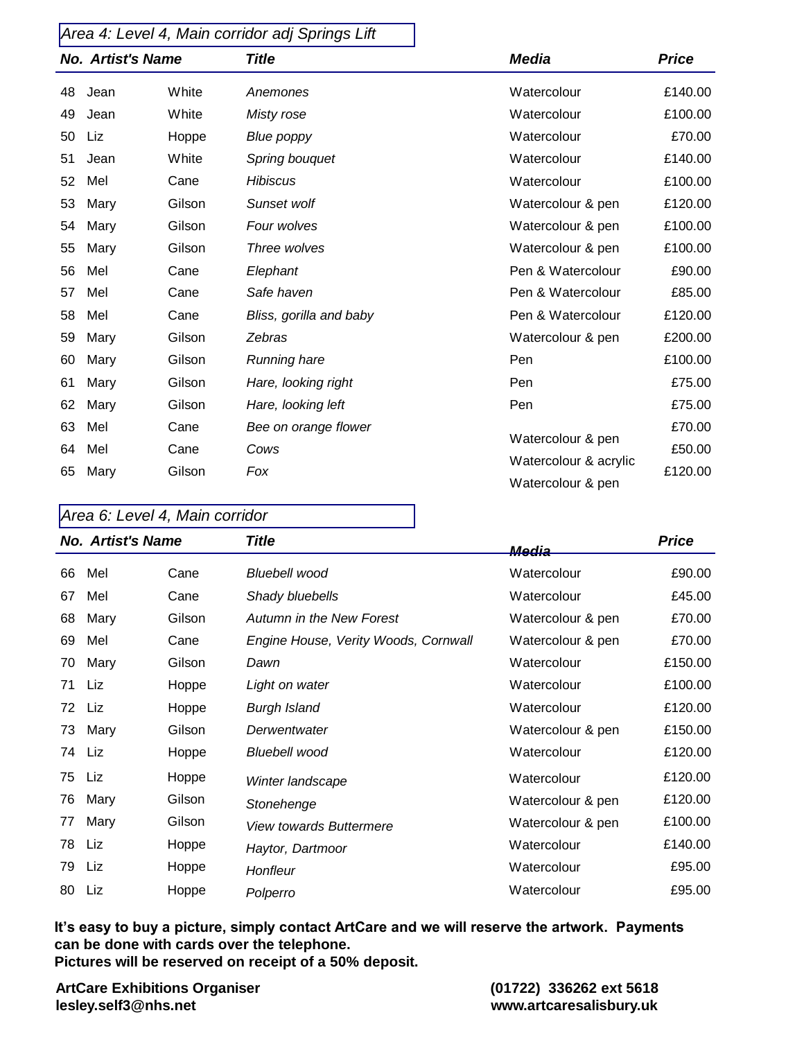*Area 4: Level 4, Main corridor adj Springs Lift*

| No. | Artist's Name | | Title | Media | Price |
|---|---|---|---|---|---|
| 48 | Jean | White | *Anemones* | Watercolour | £140.00 |
| 49 | Jean | White | *Misty rose* | Watercolour | £100.00 |
| 50 | Liz | Hoppe | *Blue poppy* | Watercolour | £70.00 |
| 51 | Jean | White | *Spring bouquet* | Watercolour | £140.00 |
| 52 | Mel | Cane | *Hibiscus* | Watercolour | £100.00 |
| 53 | Mary | Gilson | *Sunset wolf* | Watercolour & pen | £120.00 |
| 54 | Mary | Gilson | *Four wolves* | Watercolour & pen | £100.00 |
| 55 | Mary | Gilson | *Three wolves* | Watercolour & pen | £100.00 |
| 56 | Mel | Cane | *Elephant* | Pen & Watercolour | £90.00 |
| 57 | Mel | Cane | *Safe haven* | Pen & Watercolour | £85.00 |
| 58 | Mel | Cane | *Bliss, gorilla and baby* | Pen & Watercolour | £120.00 |
| 59 | Mary | Gilson | *Zebras* | Watercolour & pen | £200.00 |
| 60 | Mary | Gilson | *Running hare* | Pen | £100.00 |
| 61 | Mary | Gilson | *Hare, looking right* | Pen | £75.00 |
| 62 | Mary | Gilson | *Hare, looking left* | Pen | £75.00 |
| 63 | Mel | Cane | *Bee on orange flower* | Watercolour & pen | £70.00 |
| 64 | Mel | Cane | *Cows* | Watercolour & acrylic | £50.00 |
| 65 | Mary | Gilson | *Fox* | Watercolour & pen | £120.00 |

*Area 6: Level 4, Main corridor*

| No. | Artist's Name | | Title | Media | Price |
|---|---|---|---|---|---|
| 66 | Mel | Cane | *Bluebell wood* | Watercolour | £90.00 |
| 67 | Mel | Cane | *Shady bluebells* | Watercolour | £45.00 |
| 68 | Mary | Gilson | *Autumn in the New Forest* | Watercolour & pen | £70.00 |
| 69 | Mel | Cane | *Engine House, Verity Woods, Cornwall* | Watercolour & pen | £70.00 |
| 70 | Mary | Gilson | *Dawn* | Watercolour | £150.00 |
| 71 | Liz | Hoppe | *Light on water* | Watercolour | £100.00 |
| 72 | Liz | Hoppe | *Burgh Island* | Watercolour | £120.00 |
| 73 | Mary | Gilson | *Derwentwater* | Watercolour & pen | £150.00 |
| 74 | Liz | Hoppe | *Bluebell wood* | Watercolour | £120.00 |
| 75 | Liz | Hoppe | *Winter landscape* | Watercolour | £120.00 |
| 76 | Mary | Gilson | *Stonehenge* | Watercolour & pen | £120.00 |
| 77 | Mary | Gilson | *View towards Buttermere* | Watercolour & pen | £100.00 |
| 78 | Liz | Hoppe | *Haytor, Dartmoor* | Watercolour | £140.00 |
| 79 | Liz | Hoppe | *Honfleur* | Watercolour | £95.00 |
| 80 | Liz | Hoppe | *Polperro* | Watercolour | £95.00 |

**It's easy to buy a picture, simply contact ArtCare and we will reserve the artwork. Payments can be done with cards over the telephone.**
**Pictures will be reserved on receipt of a 50% deposit.**

**ArtCare Exhibitions Organiser**
**lesley.self3@nhs.net**

**(01722) 336262 ext 5618**
**www.artcaresalisbury.uk**